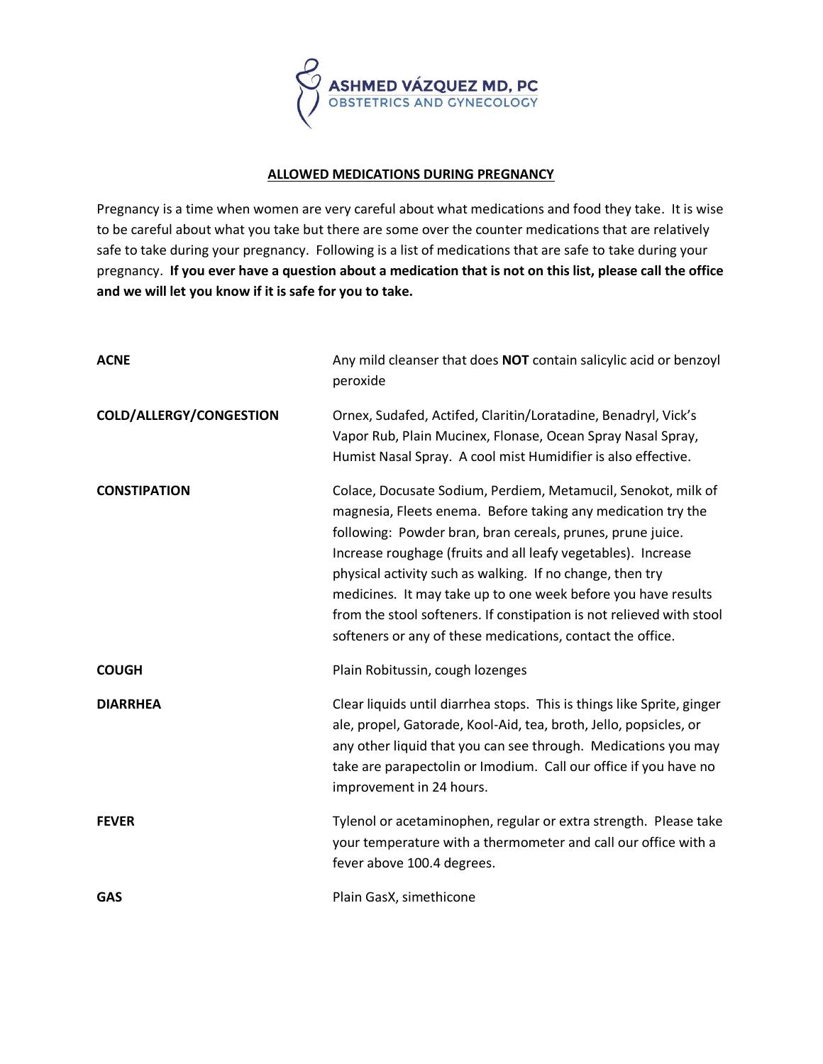**ASHMED VÁZQUEZ MD, PC**
OBSTETRICS AND GYNECOLOGY

# ALLOWED MEDICATIONS DURING PREGNANCY

Pregnancy is a time when women are very careful about what medications and food they take. It is wise to be careful about what you take but there are some over the counter medications that are relatively safe to take during your pregnancy. Following is a list of medications that are safe to take during your pregnancy. **If you ever have a question about a medication that is not on this list, please call the office and we will let you know if it is safe for you to take.**

| | |
|---|---|
| **ACNE** | Any mild cleanser that does **NOT** contain salicylic acid or benzoyl peroxide |
| **COLD/ALLERGY/CONGESTION** | Ornex, Sudafed, Actifed, Claritin/Loratadine, Benadryl, Vick's Vapor Rub, Plain Mucinex, Flonase, Ocean Spray Nasal Spray, Humist Nasal Spray. A cool mist Humidifier is also effective. |
| **CONSTIPATION** | Colace, Docusate Sodium, Perdiem, Metamucil, Senokot, milk of magnesia, Fleets enema. Before taking any medication try the following: Powder bran, bran cereals, prunes, prune juice. Increase roughage (fruits and all leafy vegetables). Increase physical activity such as walking. If no change, then try medicines. It may take up to one week before you have results from the stool softeners. If constipation is not relieved with stool softeners or any of these medications, contact the office. |
| **COUGH** | Plain Robitussin, cough lozenges |
| **DIARRHEA** | Clear liquids until diarrhea stops. This is things like Sprite, ginger ale, propel, Gatorade, Kool-Aid, tea, broth, Jello, popsicles, or any other liquid that you can see through. Medications you may take are parapectolin or Imodium. Call our office if you have no improvement in 24 hours. |
| **FEVER** | Tylenol or acetaminophen, regular or extra strength. Please take your temperature with a thermometer and call our office with a fever above 100.4 degrees. |
| **GAS** | Plain GasX, simethicone |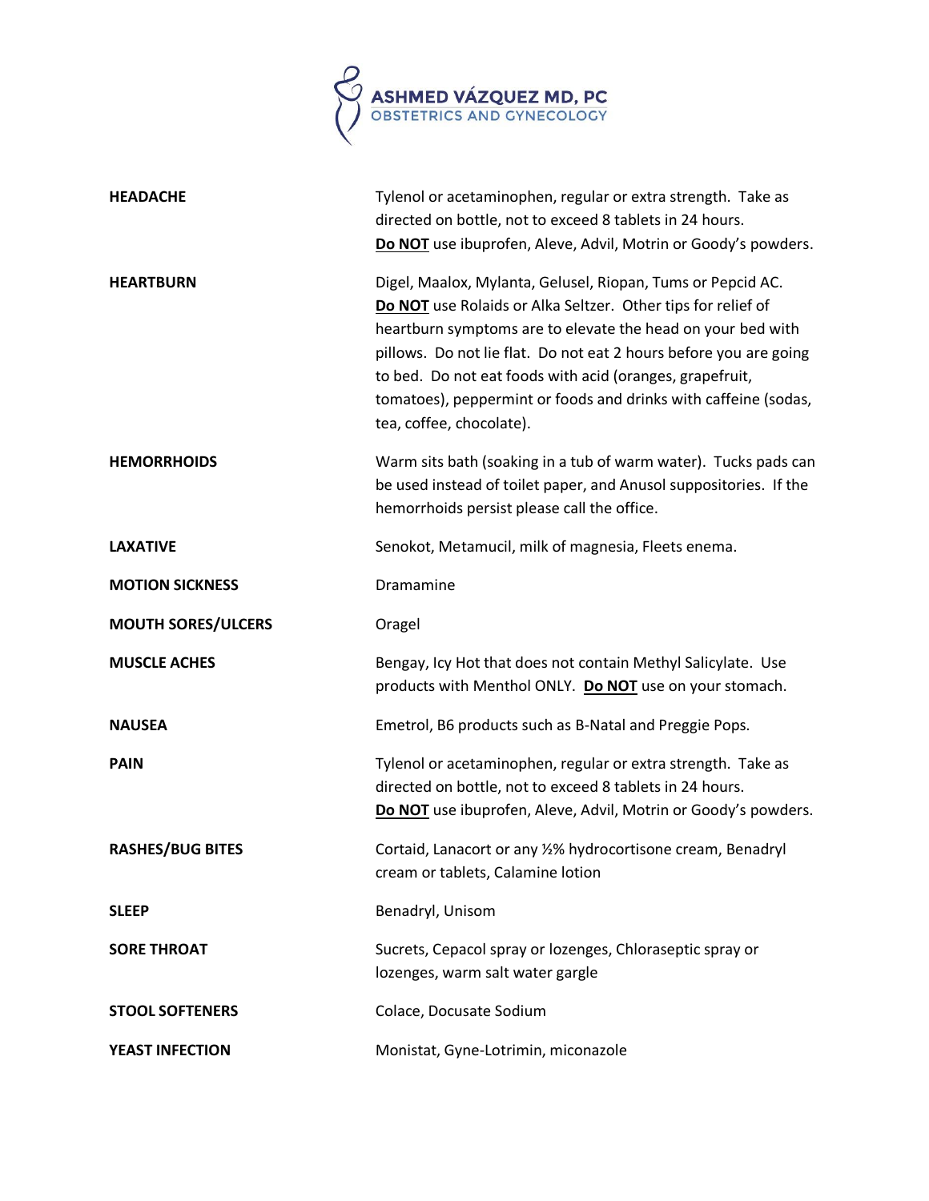**ASHMED VÁZQUEZ MD, PC**
OBSTETRICS AND GYNECOLOGY

| | |
|---|---|
| **HEADACHE** | Tylenol or acetaminophen, regular or extra strength. Take as directed on bottle, not to exceed 8 tablets in 24 hours. **Do NOT** use ibuprofen, Aleve, Advil, Motrin or Goody's powders. |
| **HEARTBURN** | Digel, Maalox, Mylanta, Gelusel, Riopan, Tums or Pepcid AC. **Do NOT** use Rolaids or Alka Seltzer. Other tips for relief of heartburn symptoms are to elevate the head on your bed with pillows. Do not lie flat. Do not eat 2 hours before you are going to bed. Do not eat foods with acid (oranges, grapefruit, tomatoes), peppermint or foods and drinks with caffeine (sodas, tea, coffee, chocolate). |
| **HEMORRHOIDS** | Warm sits bath (soaking in a tub of warm water). Tucks pads can be used instead of toilet paper, and Anusol suppositories. If the hemorrhoids persist please call the office. |
| **LAXATIVE** | Senokot, Metamucil, milk of magnesia, Fleets enema. |
| **MOTION SICKNESS** | Dramamine |
| **MOUTH SORES/ULCERS** | Oragel |
| **MUSCLE ACHES** | Bengay, Icy Hot that does not contain Methyl Salicylate. Use products with Menthol ONLY. **Do NOT** use on your stomach. |
| **NAUSEA** | Emetrol, B6 products such as B-Natal and Preggie Pops. |
| **PAIN** | Tylenol or acetaminophen, regular or extra strength. Take as directed on bottle, not to exceed 8 tablets in 24 hours. **Do NOT** use ibuprofen, Aleve, Advil, Motrin or Goody's powders. |
| **RASHES/BUG BITES** | Cortaid, Lanacort or any ½% hydrocortisone cream, Benadryl cream or tablets, Calamine lotion |
| **SLEEP** | Benadryl, Unisom |
| **SORE THROAT** | Sucrets, Cepacol spray or lozenges, Chloraseptic spray or lozenges, warm salt water gargle |
| **STOOL SOFTENERS** | Colace, Docusate Sodium |
| **YEAST INFECTION** | Monistat, Gyne-Lotrimin, miconazole |